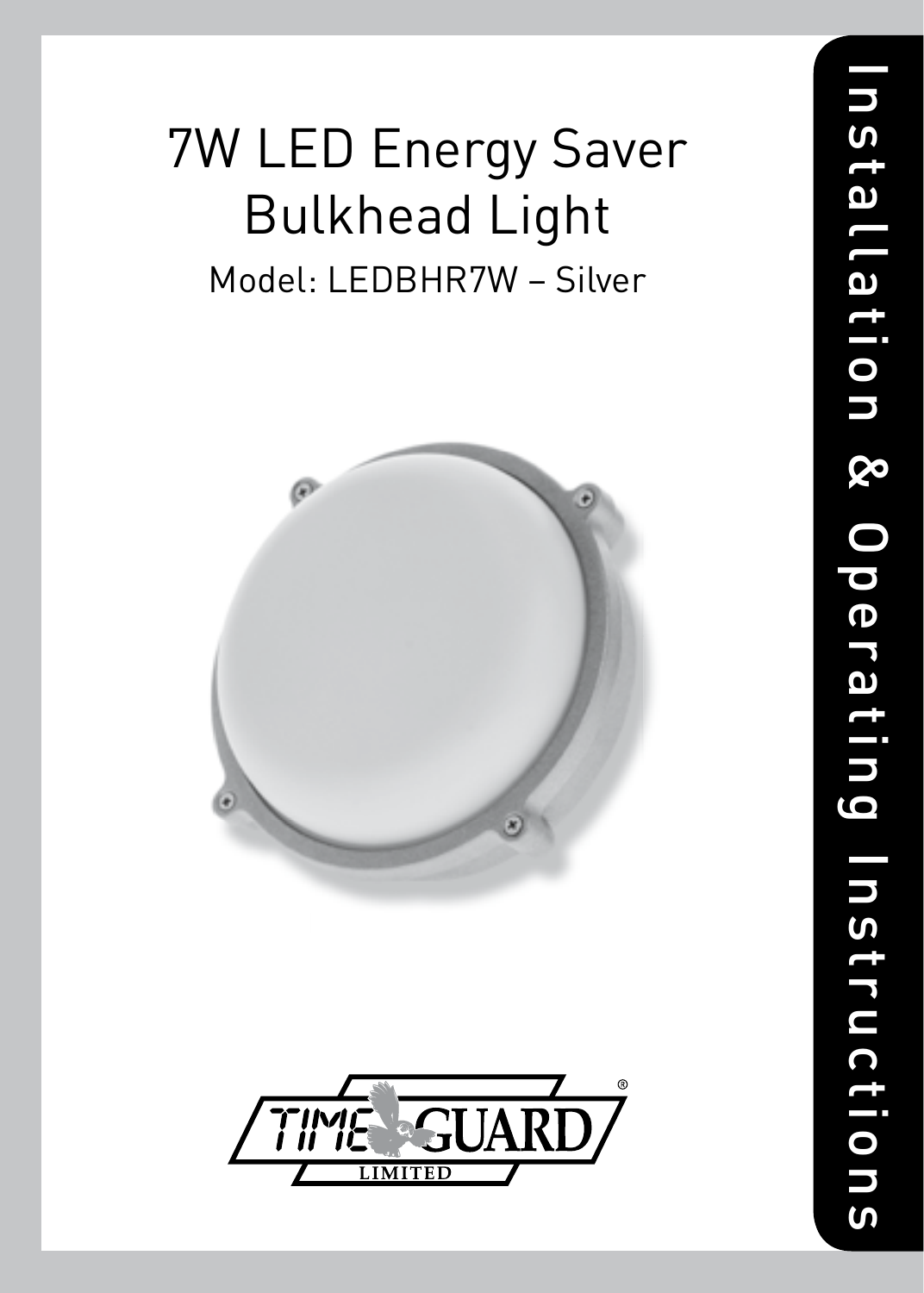# 7W LED Energy Saver Bulkhead Light

Model: LEDBHR7W – Silver

TIMEGUARD® LIMITED

Installation & Operating Instructions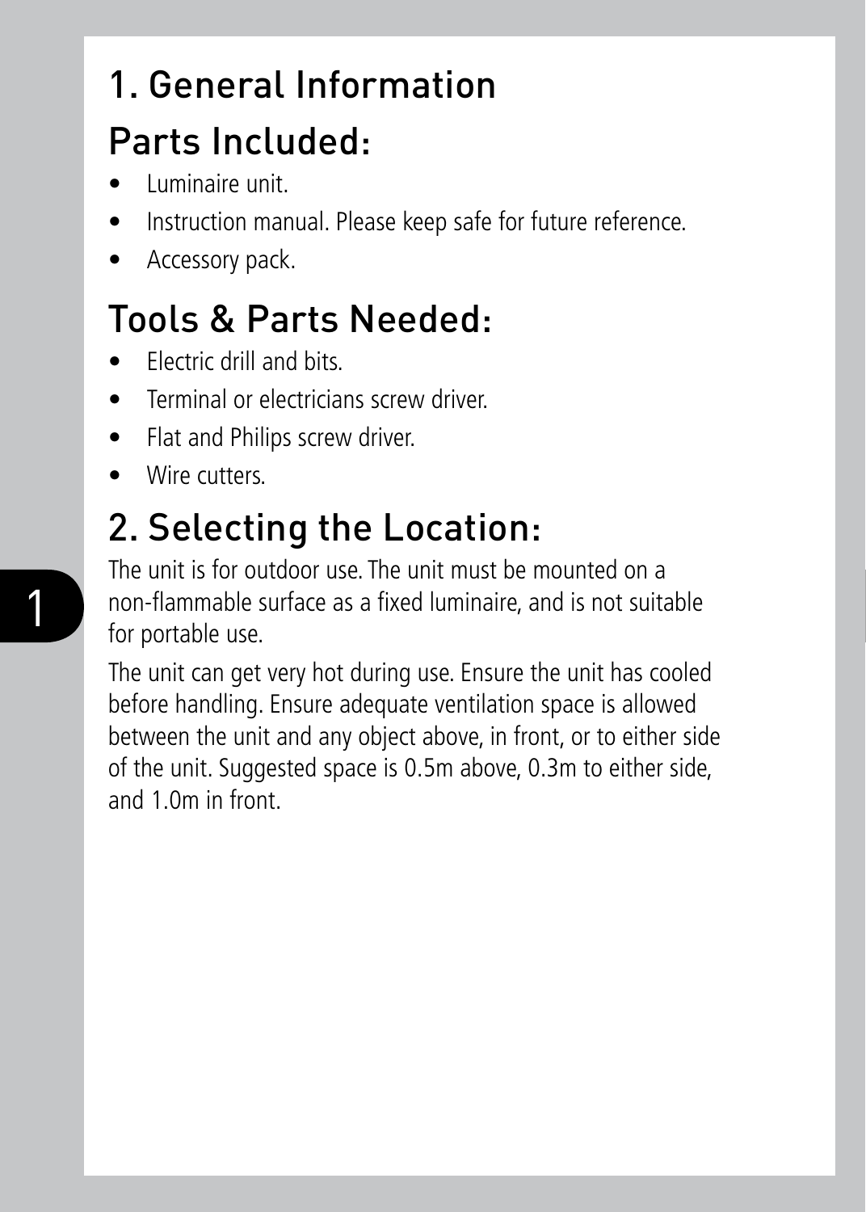# 1. General Information

## Parts Included:

- Luminaire unit.
- Instruction manual. Please keep safe for future reference.
- Accessory pack.

## Tools & Parts Needed:

- Electric drill and bits.
- Terminal or electricians screw driver.
- Flat and Philips screw driver.
- Wire cutters.

# 2. Selecting the Location:

The unit is for outdoor use. The unit must be mounted on a non-flammable surface as a fixed luminaire, and is not suitable for portable use.

The unit can get very hot during use. Ensure the unit has cooled before handling. Ensure adequate ventilation space is allowed between the unit and any object above, in front, or to either side of the unit. Suggested space is 0.5m above, 0.3m to either side, and 1.0m in front.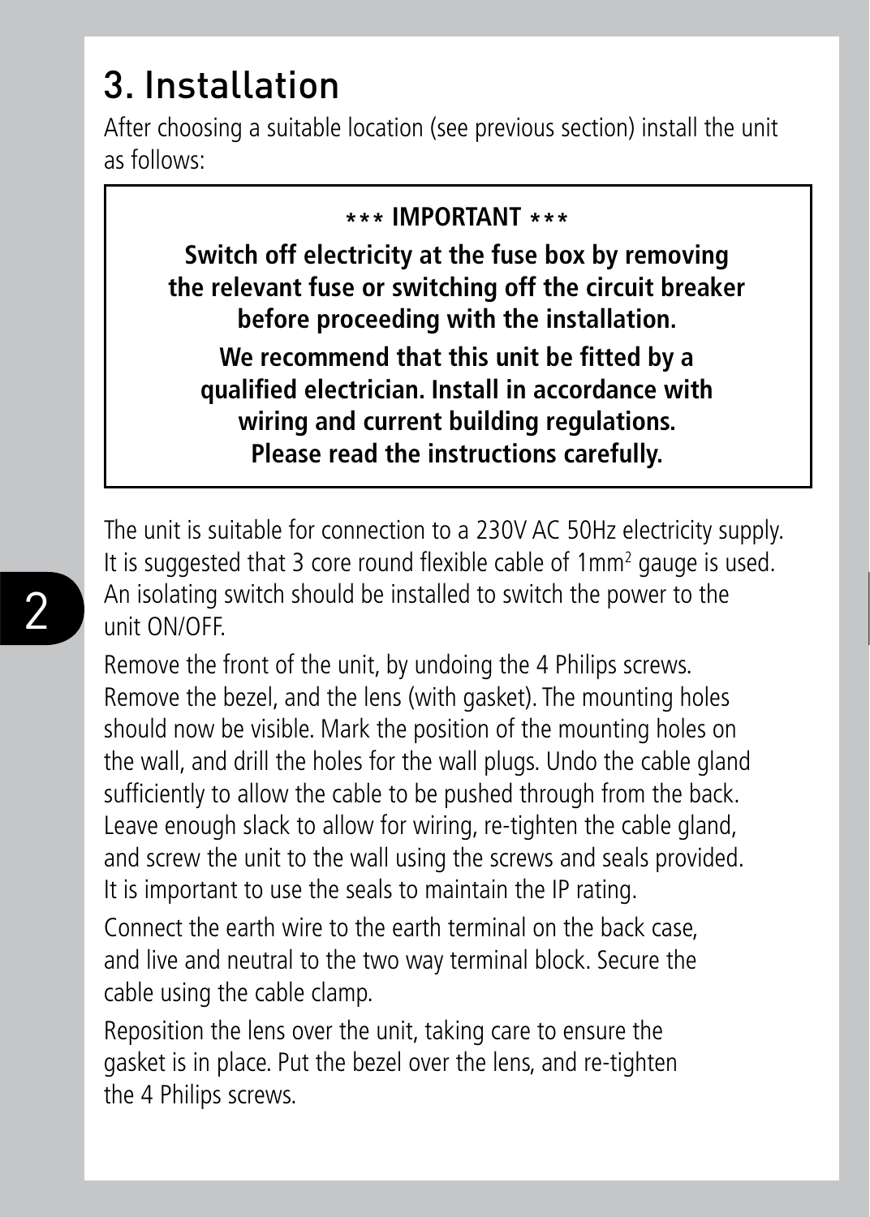# 3. Installation

After choosing a suitable location (see previous section) install the unit as follows:

**\*\*\* IMPORTANT \*\*\***

**Switch off electricity at the fuse box by removing the relevant fuse or switching off the circuit breaker before proceeding with the installation.**

**We recommend that this unit be fitted by a qualified electrician. Install in accordance with wiring and current building regulations. Please read the instructions carefully.**

The unit is suitable for connection to a 230V AC 50Hz electricity supply. It is suggested that 3 core round flexible cable of 1mm$^2$ gauge is used. An isolating switch should be installed to switch the power to the unit ON/OFF.

Remove the front of the unit, by undoing the 4 Philips screws. Remove the bezel, and the lens (with gasket). The mounting holes should now be visible. Mark the position of the mounting holes on the wall, and drill the holes for the wall plugs. Undo the cable gland sufficiently to allow the cable to be pushed through from the back. Leave enough slack to allow for wiring, re-tighten the cable gland, and screw the unit to the wall using the screws and seals provided. It is important to use the seals to maintain the IP rating.

Connect the earth wire to the earth terminal on the back case, and live and neutral to the two way terminal block. Secure the cable using the cable clamp.

Reposition the lens over the unit, taking care to ensure the gasket is in place. Put the bezel over the lens, and re-tighten the 4 Philips screws.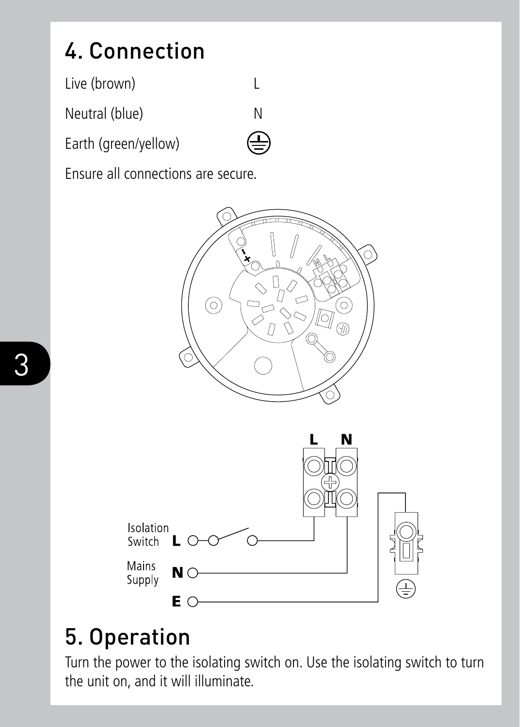# 4. Connection

| | |
|---|---|
| Live (brown) | L |
| Neutral (blue) | N |
| Earth (green/yellow) | ⏚ |

Ensure all connections are secure.

L N

Isolation Switch L

Mains Supply N

E

# 5. Operation

Turn the power to the isolating switch on. Use the isolating switch to turn the unit on, and it will illuminate.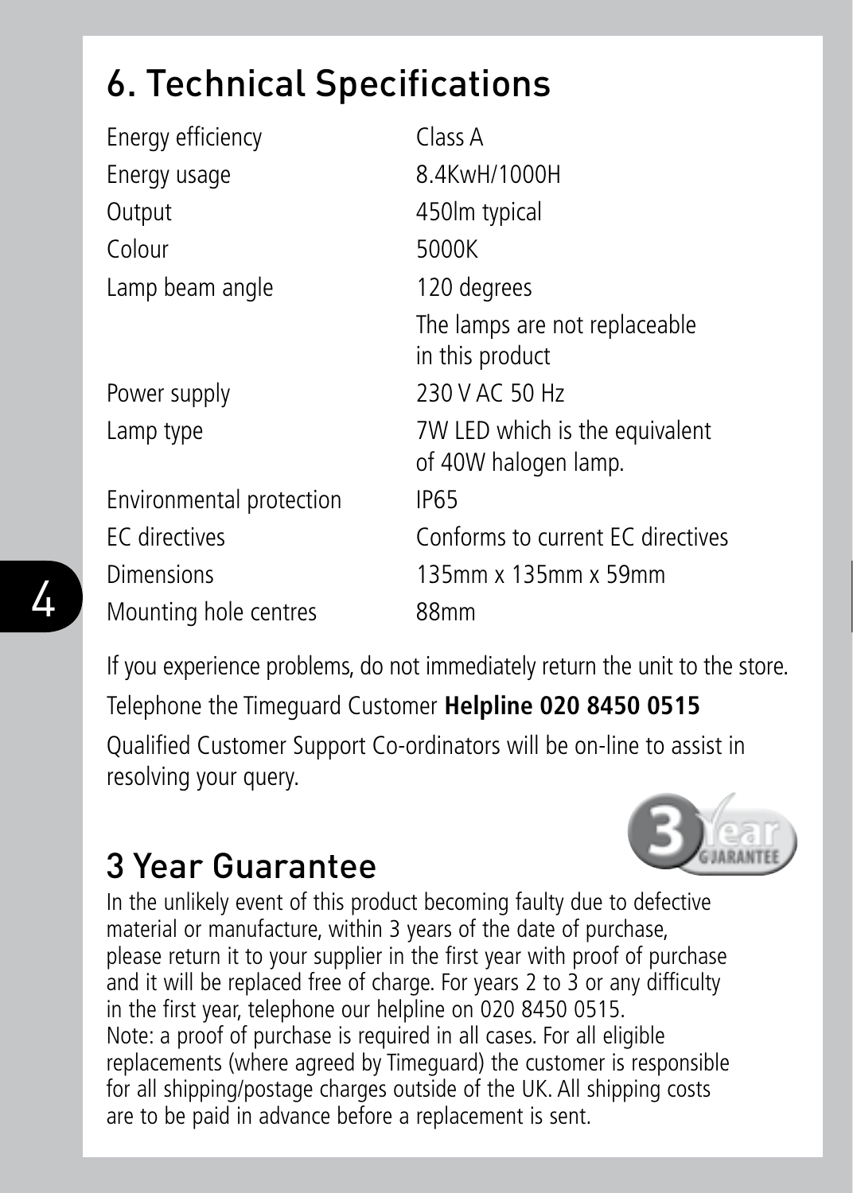## 6. Technical Specifications

| | |
|---|---|
| Energy efficiency | Class A |
| Energy usage | 8.4KwH/1000H |
| Output | 450lm typical |
| Colour | 5000K |
| Lamp beam angle | 120 degrees |
| | The lamps are not replaceable in this product |
| Power supply | 230 V AC 50 Hz |
| Lamp type | 7W LED which is the equivalent of 40W halogen lamp. |
| Environmental protection | IP65 |
| EC directives | Conforms to current EC directives |
| Dimensions | 135mm x 135mm x 59mm |
| Mounting hole centres | 88mm |

If you experience problems, do not immediately return the unit to the store.

Telephone the Timeguard Customer **Helpline 020 8450 0515**

Qualified Customer Support Co-ordinators will be on-line to assist in resolving your query.

## 3 Year Guarantee

In the unlikely event of this product becoming faulty due to defective material or manufacture, within 3 years of the date of purchase, please return it to your supplier in the first year with proof of purchase and it will be replaced free of charge. For years 2 to 3 or any difficulty in the first year, telephone our helpline on 020 8450 0515.
Note: a proof of purchase is required in all cases. For all eligible replacements (where agreed by Timeguard) the customer is responsible for all shipping/postage charges outside of the UK. All shipping costs are to be paid in advance before a replacement is sent.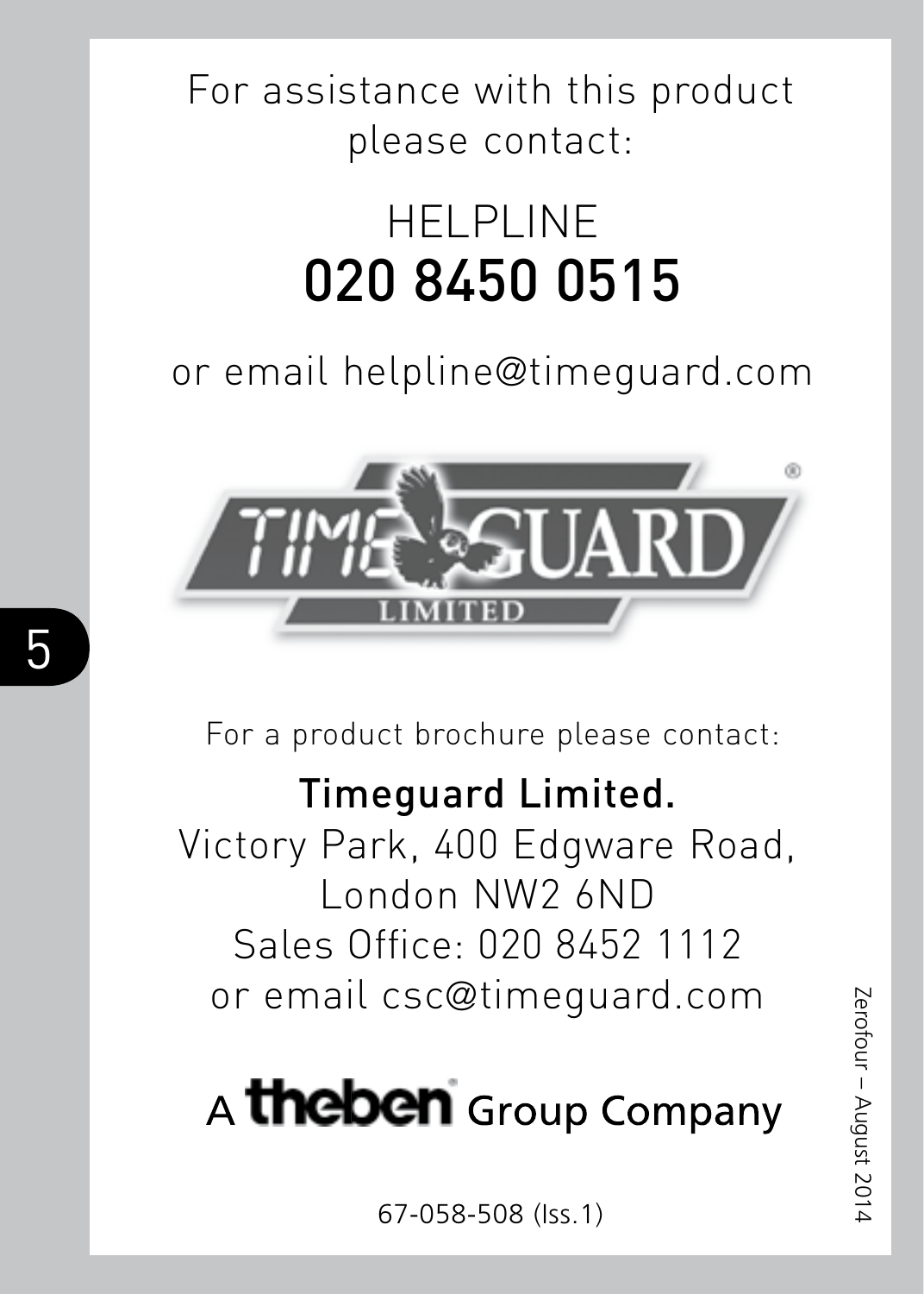For assistance with this product please contact:

## HELPLINE
## 020 8450 0515

or email helpline@timeguard.com

For a product brochure please contact:

**Timeguard Limited.**
Victory Park, 400 Edgware Road,
London NW2 6ND
Sales Office: 020 8452 1112
or email csc@timeguard.com

A theben Group Company

67-058-508 (Iss.1)

Zerofour – August 2014